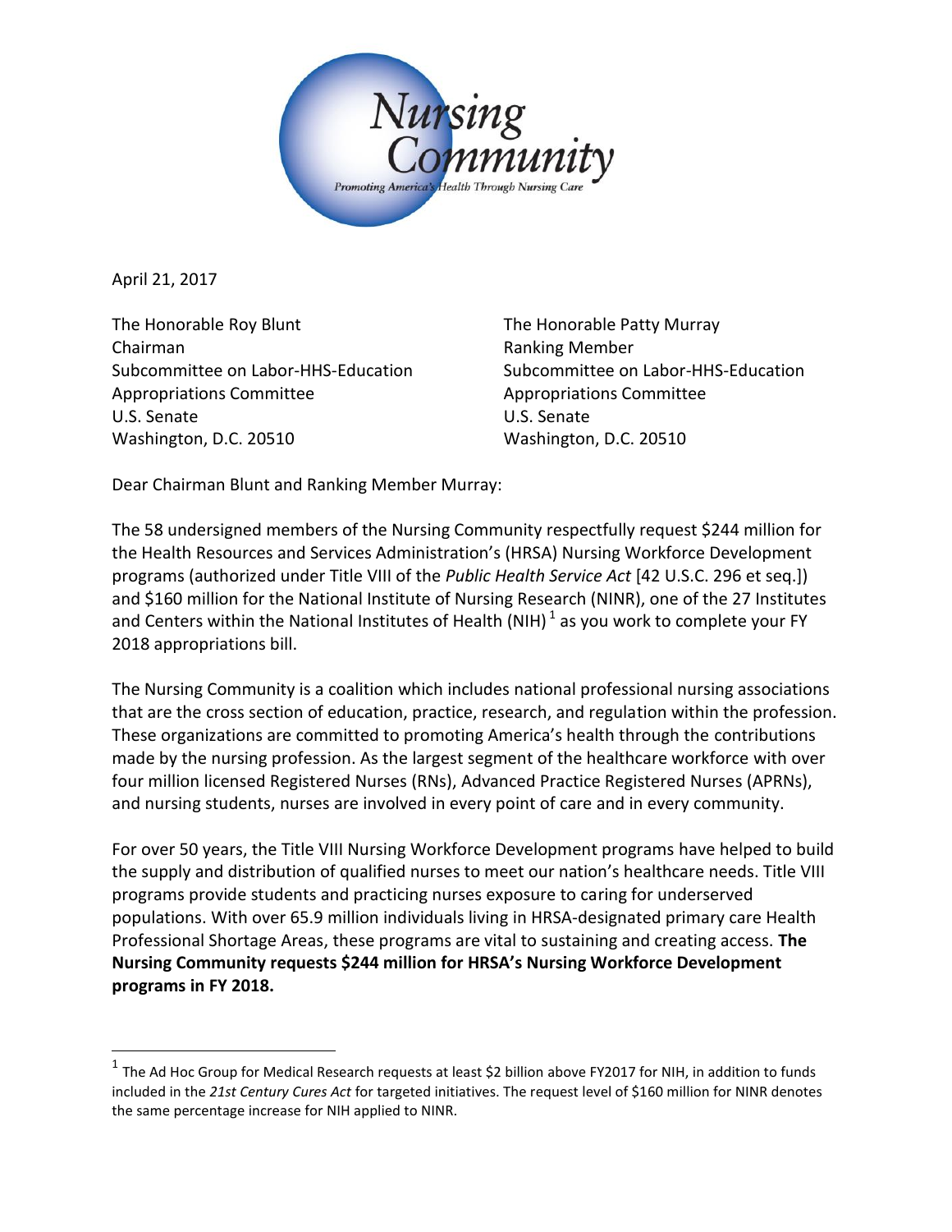Nursing Community

*Promoting America's Health Through Nursing Care*

April 21, 2017

The Honorable Roy Blunt
Chairman
Subcommittee on Labor-HHS-Education
Appropriations Committee
U.S. Senate
Washington, D.C. 20510

The Honorable Patty Murray
Ranking Member
Subcommittee on Labor-HHS-Education
Appropriations Committee
U.S. Senate
Washington, D.C. 20510

Dear Chairman Blunt and Ranking Member Murray:

The 58 undersigned members of the Nursing Community respectfully request $244 million for the Health Resources and Services Administration's (HRSA) Nursing Workforce Development programs (authorized under Title VIII of the *Public Health Service Act* [42 U.S.C. 296 et seq.]) and $160 million for the National Institute of Nursing Research (NINR), one of the 27 Institutes and Centers within the National Institutes of Health (NIH)[1] as you work to complete your FY 2018 appropriations bill.

The Nursing Community is a coalition which includes national professional nursing associations that are the cross section of education, practice, research, and regulation within the profession. These organizations are committed to promoting America's health through the contributions made by the nursing profession. As the largest segment of the healthcare workforce with over four million licensed Registered Nurses (RNs), Advanced Practice Registered Nurses (APRNs), and nursing students, nurses are involved in every point of care and in every community.

For over 50 years, the Title VIII Nursing Workforce Development programs have helped to build the supply and distribution of qualified nurses to meet our nation's healthcare needs. Title VIII programs provide students and practicing nurses exposure to caring for underserved populations. With over 65.9 million individuals living in HRSA-designated primary care Health Professional Shortage Areas, these programs are vital to sustaining and creating access. **The Nursing Community requests $244 million for HRSA's Nursing Workforce Development programs in FY 2018.**

---

[1] The Ad Hoc Group for Medical Research requests at least $2 billion above FY2017 for NIH, in addition to funds included in the *21st Century Cures Act* for targeted initiatives. The request level of $160 million for NINR denotes the same percentage increase for NIH applied to NINR.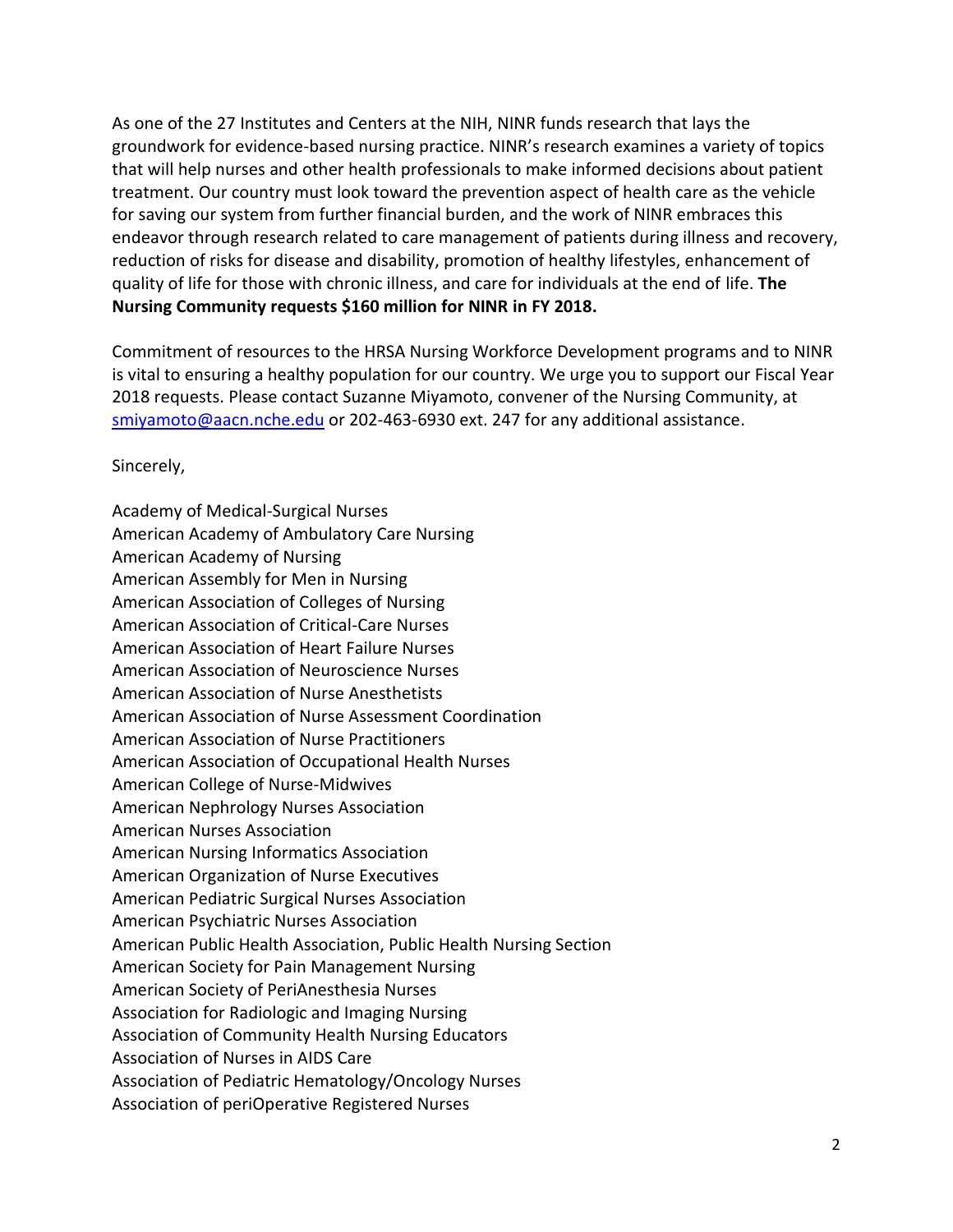As one of the 27 Institutes and Centers at the NIH, NINR funds research that lays the groundwork for evidence-based nursing practice. NINR's research examines a variety of topics that will help nurses and other health professionals to make informed decisions about patient treatment. Our country must look toward the prevention aspect of health care as the vehicle for saving our system from further financial burden, and the work of NINR embraces this endeavor through research related to care management of patients during illness and recovery, reduction of risks for disease and disability, promotion of healthy lifestyles, enhancement of quality of life for those with chronic illness, and care for individuals at the end of life. **The Nursing Community requests $160 million for NINR in FY 2018.**

Commitment of resources to the HRSA Nursing Workforce Development programs and to NINR is vital to ensuring a healthy population for our country. We urge you to support our Fiscal Year 2018 requests. Please contact Suzanne Miyamoto, convener of the Nursing Community, at [smiyamoto@aacn.nche.edu](mailto:smiyamoto@aacn.nche.edu) or 202-463-6930 ext. 247 for any additional assistance.

Sincerely,

Academy of Medical-Surgical Nurses
American Academy of Ambulatory Care Nursing
American Academy of Nursing
American Assembly for Men in Nursing
American Association of Colleges of Nursing
American Association of Critical-Care Nurses
American Association of Heart Failure Nurses
American Association of Neuroscience Nurses
American Association of Nurse Anesthetists
American Association of Nurse Assessment Coordination
American Association of Nurse Practitioners
American Association of Occupational Health Nurses
American College of Nurse-Midwives
American Nephrology Nurses Association
American Nurses Association
American Nursing Informatics Association
American Organization of Nurse Executives
American Pediatric Surgical Nurses Association
American Psychiatric Nurses Association
American Public Health Association, Public Health Nursing Section
American Society for Pain Management Nursing
American Society of PeriAnesthesia Nurses
Association for Radiologic and Imaging Nursing
Association of Community Health Nursing Educators
Association of Nurses in AIDS Care
Association of Pediatric Hematology/Oncology Nurses
Association of periOperative Registered Nurses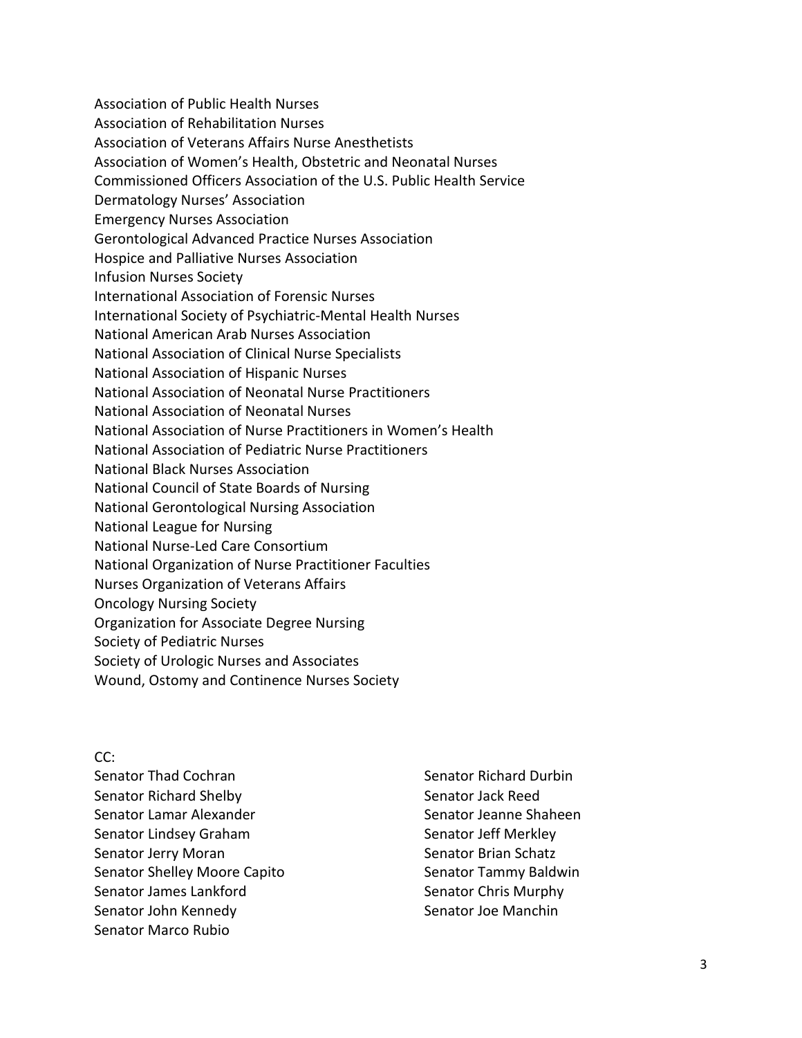Association of Public Health Nurses
Association of Rehabilitation Nurses
Association of Veterans Affairs Nurse Anesthetists
Association of Women's Health, Obstetric and Neonatal Nurses
Commissioned Officers Association of the U.S. Public Health Service
Dermatology Nurses' Association
Emergency Nurses Association
Gerontological Advanced Practice Nurses Association
Hospice and Palliative Nurses Association
Infusion Nurses Society
International Association of Forensic Nurses
International Society of Psychiatric-Mental Health Nurses
National American Arab Nurses Association
National Association of Clinical Nurse Specialists
National Association of Hispanic Nurses
National Association of Neonatal Nurse Practitioners
National Association of Neonatal Nurses
National Association of Nurse Practitioners in Women's Health
National Association of Pediatric Nurse Practitioners
National Black Nurses Association
National Council of State Boards of Nursing
National Gerontological Nursing Association
National League for Nursing
National Nurse-Led Care Consortium
National Organization of Nurse Practitioner Faculties
Nurses Organization of Veterans Affairs
Oncology Nursing Society
Organization for Associate Degree Nursing
Society of Pediatric Nurses
Society of Urologic Nurses and Associates
Wound, Ostomy and Continence Nurses Society

CC:

Senator Thad Cochran
Senator Richard Shelby
Senator Lamar Alexander
Senator Lindsey Graham
Senator Jerry Moran
Senator Shelley Moore Capito
Senator James Lankford
Senator John Kennedy
Senator Marco Rubio
Senator Richard Durbin
Senator Jack Reed
Senator Jeanne Shaheen
Senator Jeff Merkley
Senator Brian Schatz
Senator Tammy Baldwin
Senator Chris Murphy
Senator Joe Manchin